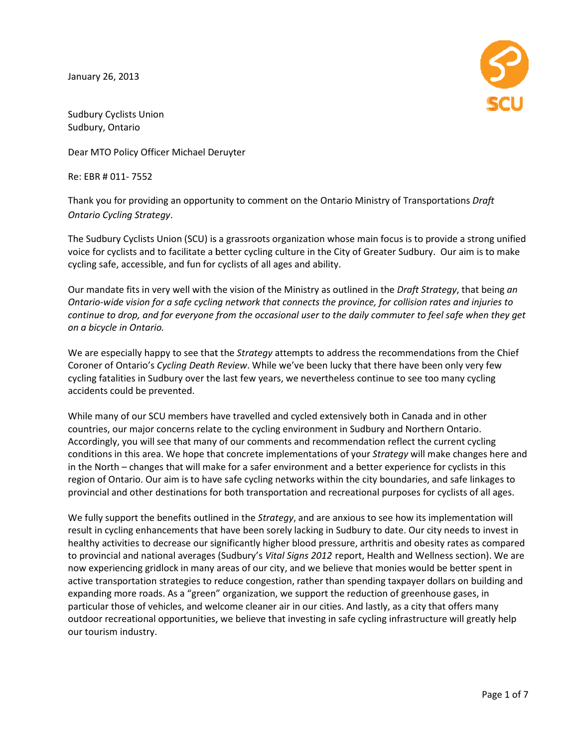January 26, 2013

Sudbury Cyclists Union
Sudbury, Ontario

Dear MTO Policy Officer Michael Deruyter

Re: EBR # 011- 7552

Thank you for providing an opportunity to comment on the Ontario Ministry of Transportations *Draft Ontario Cycling Strategy*.

The Sudbury Cyclists Union (SCU) is a grassroots organization whose main focus is to provide a strong unified voice for cyclists and to facilitate a better cycling culture in the City of Greater Sudbury. Our aim is to make cycling safe, accessible, and fun for cyclists of all ages and ability.

Our mandate fits in very well with the vision of the Ministry as outlined in the *Draft Strategy*, that being *an Ontario-wide vision for a safe cycling network that connects the province, for collision rates and injuries to continue to drop, and for everyone from the occasional user to the daily commuter to feel safe when they get on a bicycle in Ontario.*

We are especially happy to see that the *Strategy* attempts to address the recommendations from the Chief Coroner of Ontario's *Cycling Death Review*. While we've been lucky that there have been only very few cycling fatalities in Sudbury over the last few years, we nevertheless continue to see too many cycling accidents could be prevented.

While many of our SCU members have travelled and cycled extensively both in Canada and in other countries, our major concerns relate to the cycling environment in Sudbury and Northern Ontario. Accordingly, you will see that many of our comments and recommendation reflect the current cycling conditions in this area. We hope that concrete implementations of your *Strategy* will make changes here and in the North – changes that will make for a safer environment and a better experience for cyclists in this region of Ontario. Our aim is to have safe cycling networks within the city boundaries, and safe linkages to provincial and other destinations for both transportation and recreational purposes for cyclists of all ages.

We fully support the benefits outlined in the *Strategy*, and are anxious to see how its implementation will result in cycling enhancements that have been sorely lacking in Sudbury to date. Our city needs to invest in healthy activities to decrease our significantly higher blood pressure, arthritis and obesity rates as compared to provincial and national averages (Sudbury's *Vital Signs 2012* report, Health and Wellness section). We are now experiencing gridlock in many areas of our city, and we believe that monies would be better spent in active transportation strategies to reduce congestion, rather than spending taxpayer dollars on building and expanding more roads. As a "green" organization, we support the reduction of greenhouse gases, in particular those of vehicles, and welcome cleaner air in our cities. And lastly, as a city that offers many outdoor recreational opportunities, we believe that investing in safe cycling infrastructure will greatly help our tourism industry.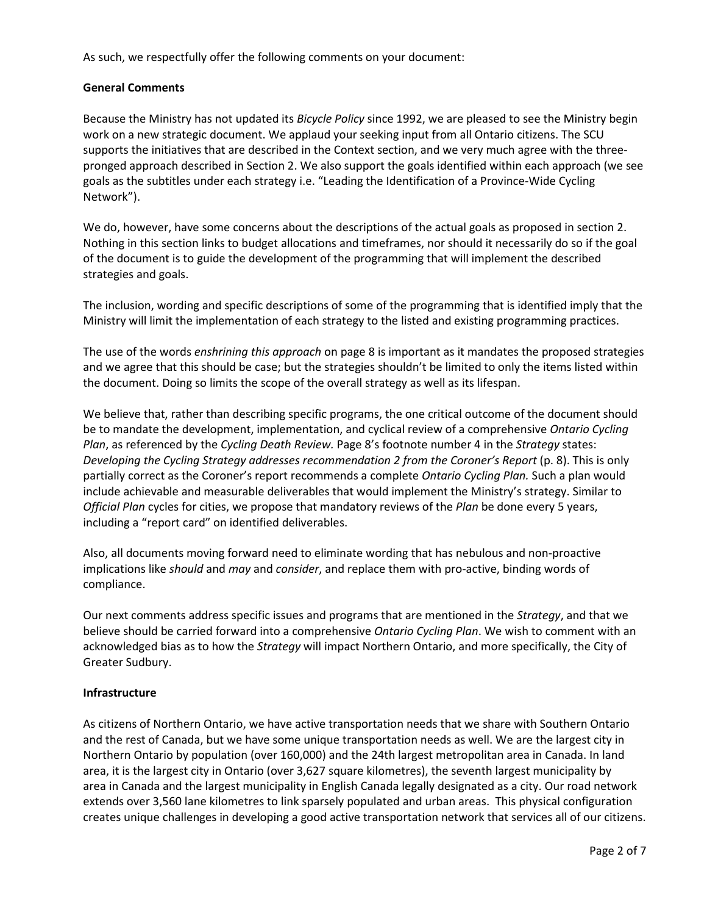As such, we respectfully offer the following comments on your document:

**General Comments**

Because the Ministry has not updated its *Bicycle Policy* since 1992, we are pleased to see the Ministry begin work on a new strategic document. We applaud your seeking input from all Ontario citizens. The SCU supports the initiatives that are described in the Context section, and we very much agree with the three-pronged approach described in Section 2. We also support the goals identified within each approach (we see goals as the subtitles under each strategy i.e. "Leading the Identification of a Province-Wide Cycling Network").

We do, however, have some concerns about the descriptions of the actual goals as proposed in section 2. Nothing in this section links to budget allocations and timeframes, nor should it necessarily do so if the goal of the document is to guide the development of the programming that will implement the described strategies and goals.

The inclusion, wording and specific descriptions of some of the programming that is identified imply that the Ministry will limit the implementation of each strategy to the listed and existing programming practices.

The use of the words *enshrining this approach* on page 8 is important as it mandates the proposed strategies and we agree that this should be case; but the strategies shouldn't be limited to only the items listed within the document. Doing so limits the scope of the overall strategy as well as its lifespan.

We believe that, rather than describing specific programs, the one critical outcome of the document should be to mandate the development, implementation, and cyclical review of a comprehensive *Ontario Cycling Plan*, as referenced by the *Cycling Death Review.* Page 8's footnote number 4 in the *Strategy* states: *Developing the Cycling Strategy addresses recommendation 2 from the Coroner's Report* (p. 8). This is only partially correct as the Coroner's report recommends a complete *Ontario Cycling Plan.* Such a plan would include achievable and measurable deliverables that would implement the Ministry's strategy. Similar to *Official Plan* cycles for cities, we propose that mandatory reviews of the *Plan* be done every 5 years, including a "report card" on identified deliverables.

Also, all documents moving forward need to eliminate wording that has nebulous and non-proactive implications like *should* and *may* and *consider*, and replace them with pro-active, binding words of compliance.

Our next comments address specific issues and programs that are mentioned in the *Strategy*, and that we believe should be carried forward into a comprehensive *Ontario Cycling Plan*. We wish to comment with an acknowledged bias as to how the *Strategy* will impact Northern Ontario, and more specifically, the City of Greater Sudbury.

**Infrastructure**

As citizens of Northern Ontario, we have active transportation needs that we share with Southern Ontario and the rest of Canada, but we have some unique transportation needs as well. We are the largest city in Northern Ontario by population (over 160,000) and the 24th largest metropolitan area in Canada. In land area, it is the largest city in Ontario (over 3,627 square kilometres), the seventh largest municipality by area in Canada and the largest municipality in English Canada legally designated as a city. Our road network extends over 3,560 lane kilometres to link sparsely populated and urban areas. This physical configuration creates unique challenges in developing a good active transportation network that services all of our citizens.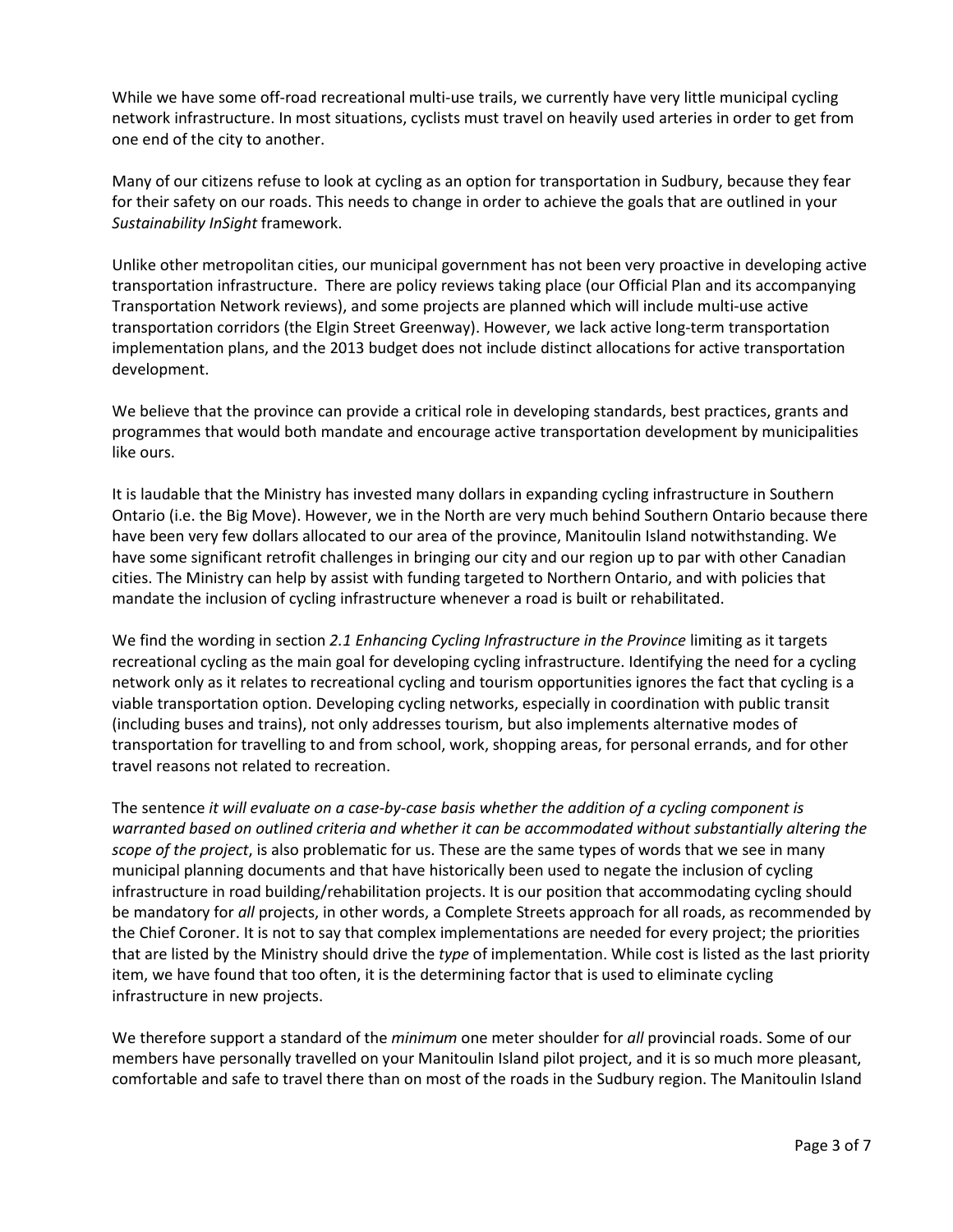While we have some off-road recreational multi-use trails, we currently have very little municipal cycling network infrastructure. In most situations, cyclists must travel on heavily used arteries in order to get from one end of the city to another.

Many of our citizens refuse to look at cycling as an option for transportation in Sudbury, because they fear for their safety on our roads. This needs to change in order to achieve the goals that are outlined in your *Sustainability InSight* framework.

Unlike other metropolitan cities, our municipal government has not been very proactive in developing active transportation infrastructure. There are policy reviews taking place (our Official Plan and its accompanying Transportation Network reviews), and some projects are planned which will include multi-use active transportation corridors (the Elgin Street Greenway). However, we lack active long-term transportation implementation plans, and the 2013 budget does not include distinct allocations for active transportation development.

We believe that the province can provide a critical role in developing standards, best practices, grants and programmes that would both mandate and encourage active transportation development by municipalities like ours.

It is laudable that the Ministry has invested many dollars in expanding cycling infrastructure in Southern Ontario (i.e. the Big Move). However, we in the North are very much behind Southern Ontario because there have been very few dollars allocated to our area of the province, Manitoulin Island notwithstanding. We have some significant retrofit challenges in bringing our city and our region up to par with other Canadian cities. The Ministry can help by assist with funding targeted to Northern Ontario, and with policies that mandate the inclusion of cycling infrastructure whenever a road is built or rehabilitated.

We find the wording in section *2.1 Enhancing Cycling Infrastructure in the Province* limiting as it targets recreational cycling as the main goal for developing cycling infrastructure. Identifying the need for a cycling network only as it relates to recreational cycling and tourism opportunities ignores the fact that cycling is a viable transportation option. Developing cycling networks, especially in coordination with public transit (including buses and trains), not only addresses tourism, but also implements alternative modes of transportation for travelling to and from school, work, shopping areas, for personal errands, and for other travel reasons not related to recreation.

The sentence *it will evaluate on a case-by-case basis whether the addition of a cycling component is warranted based on outlined criteria and whether it can be accommodated without substantially altering the scope of the project*, is also problematic for us. These are the same types of words that we see in many municipal planning documents and that have historically been used to negate the inclusion of cycling infrastructure in road building/rehabilitation projects. It is our position that accommodating cycling should be mandatory for *all* projects, in other words, a Complete Streets approach for all roads, as recommended by the Chief Coroner. It is not to say that complex implementations are needed for every project; the priorities that are listed by the Ministry should drive the *type* of implementation. While cost is listed as the last priority item, we have found that too often, it is the determining factor that is used to eliminate cycling infrastructure in new projects.

We therefore support a standard of the *minimum* one meter shoulder for *all* provincial roads. Some of our members have personally travelled on your Manitoulin Island pilot project, and it is so much more pleasant, comfortable and safe to travel there than on most of the roads in the Sudbury region. The Manitoulin Island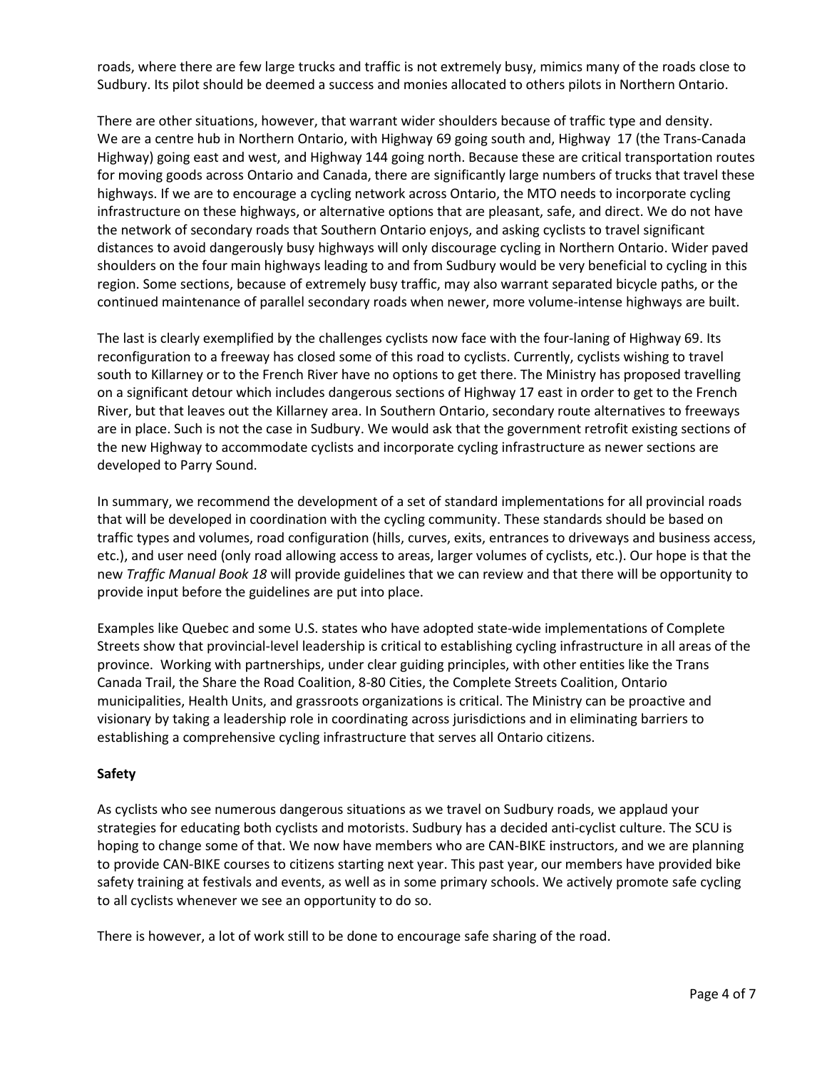roads, where there are few large trucks and traffic is not extremely busy, mimics many of the roads close to Sudbury. Its pilot should be deemed a success and monies allocated to others pilots in Northern Ontario.

There are other situations, however, that warrant wider shoulders because of traffic type and density. We are a centre hub in Northern Ontario, with Highway 69 going south and, Highway 17 (the Trans-Canada Highway) going east and west, and Highway 144 going north. Because these are critical transportation routes for moving goods across Ontario and Canada, there are significantly large numbers of trucks that travel these highways. If we are to encourage a cycling network across Ontario, the MTO needs to incorporate cycling infrastructure on these highways, or alternative options that are pleasant, safe, and direct. We do not have the network of secondary roads that Southern Ontario enjoys, and asking cyclists to travel significant distances to avoid dangerously busy highways will only discourage cycling in Northern Ontario. Wider paved shoulders on the four main highways leading to and from Sudbury would be very beneficial to cycling in this region. Some sections, because of extremely busy traffic, may also warrant separated bicycle paths, or the continued maintenance of parallel secondary roads when newer, more volume-intense highways are built.

The last is clearly exemplified by the challenges cyclists now face with the four-laning of Highway 69. Its reconfiguration to a freeway has closed some of this road to cyclists. Currently, cyclists wishing to travel south to Killarney or to the French River have no options to get there. The Ministry has proposed travelling on a significant detour which includes dangerous sections of Highway 17 east in order to get to the French River, but that leaves out the Killarney area. In Southern Ontario, secondary route alternatives to freeways are in place. Such is not the case in Sudbury. We would ask that the government retrofit existing sections of the new Highway to accommodate cyclists and incorporate cycling infrastructure as newer sections are developed to Parry Sound.

In summary, we recommend the development of a set of standard implementations for all provincial roads that will be developed in coordination with the cycling community. These standards should be based on traffic types and volumes, road configuration (hills, curves, exits, entrances to driveways and business access, etc.), and user need (only road allowing access to areas, larger volumes of cyclists, etc.). Our hope is that the new *Traffic Manual Book 18* will provide guidelines that we can review and that there will be opportunity to provide input before the guidelines are put into place.

Examples like Quebec and some U.S. states who have adopted state-wide implementations of Complete Streets show that provincial-level leadership is critical to establishing cycling infrastructure in all areas of the province. Working with partnerships, under clear guiding principles, with other entities like the Trans Canada Trail, the Share the Road Coalition, 8-80 Cities, the Complete Streets Coalition, Ontario municipalities, Health Units, and grassroots organizations is critical. The Ministry can be proactive and visionary by taking a leadership role in coordinating across jurisdictions and in eliminating barriers to establishing a comprehensive cycling infrastructure that serves all Ontario citizens.

**Safety**

As cyclists who see numerous dangerous situations as we travel on Sudbury roads, we applaud your strategies for educating both cyclists and motorists. Sudbury has a decided anti-cyclist culture. The SCU is hoping to change some of that. We now have members who are CAN-BIKE instructors, and we are planning to provide CAN-BIKE courses to citizens starting next year. This past year, our members have provided bike safety training at festivals and events, as well as in some primary schools. We actively promote safe cycling to all cyclists whenever we see an opportunity to do so.

There is however, a lot of work still to be done to encourage safe sharing of the road.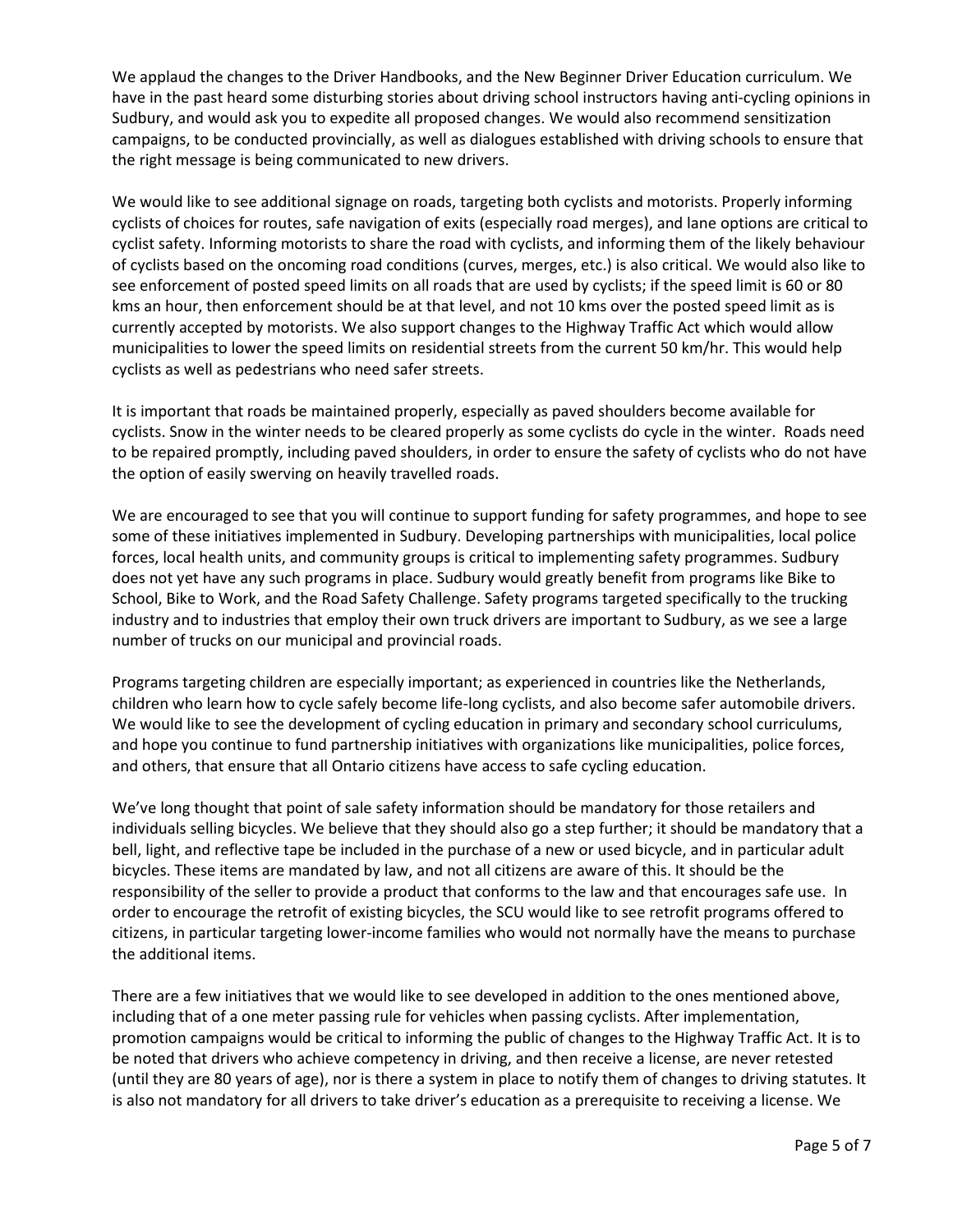We applaud the changes to the Driver Handbooks, and the New Beginner Driver Education curriculum. We have in the past heard some disturbing stories about driving school instructors having anti-cycling opinions in Sudbury, and would ask you to expedite all proposed changes. We would also recommend sensitization campaigns, to be conducted provincially, as well as dialogues established with driving schools to ensure that the right message is being communicated to new drivers.

We would like to see additional signage on roads, targeting both cyclists and motorists. Properly informing cyclists of choices for routes, safe navigation of exits (especially road merges), and lane options are critical to cyclist safety. Informing motorists to share the road with cyclists, and informing them of the likely behaviour of cyclists based on the oncoming road conditions (curves, merges, etc.) is also critical. We would also like to see enforcement of posted speed limits on all roads that are used by cyclists; if the speed limit is 60 or 80 kms an hour, then enforcement should be at that level, and not 10 kms over the posted speed limit as is currently accepted by motorists. We also support changes to the Highway Traffic Act which would allow municipalities to lower the speed limits on residential streets from the current 50 km/hr. This would help cyclists as well as pedestrians who need safer streets.

It is important that roads be maintained properly, especially as paved shoulders become available for cyclists. Snow in the winter needs to be cleared properly as some cyclists do cycle in the winter. Roads need to be repaired promptly, including paved shoulders, in order to ensure the safety of cyclists who do not have the option of easily swerving on heavily travelled roads.

We are encouraged to see that you will continue to support funding for safety programmes, and hope to see some of these initiatives implemented in Sudbury. Developing partnerships with municipalities, local police forces, local health units, and community groups is critical to implementing safety programmes. Sudbury does not yet have any such programs in place. Sudbury would greatly benefit from programs like Bike to School, Bike to Work, and the Road Safety Challenge. Safety programs targeted specifically to the trucking industry and to industries that employ their own truck drivers are important to Sudbury, as we see a large number of trucks on our municipal and provincial roads.

Programs targeting children are especially important; as experienced in countries like the Netherlands, children who learn how to cycle safely become life-long cyclists, and also become safer automobile drivers. We would like to see the development of cycling education in primary and secondary school curriculums, and hope you continue to fund partnership initiatives with organizations like municipalities, police forces, and others, that ensure that all Ontario citizens have access to safe cycling education.

We've long thought that point of sale safety information should be mandatory for those retailers and individuals selling bicycles. We believe that they should also go a step further; it should be mandatory that a bell, light, and reflective tape be included in the purchase of a new or used bicycle, and in particular adult bicycles. These items are mandated by law, and not all citizens are aware of this. It should be the responsibility of the seller to provide a product that conforms to the law and that encourages safe use. In order to encourage the retrofit of existing bicycles, the SCU would like to see retrofit programs offered to citizens, in particular targeting lower-income families who would not normally have the means to purchase the additional items.

There are a few initiatives that we would like to see developed in addition to the ones mentioned above, including that of a one meter passing rule for vehicles when passing cyclists. After implementation, promotion campaigns would be critical to informing the public of changes to the Highway Traffic Act. It is to be noted that drivers who achieve competency in driving, and then receive a license, are never retested (until they are 80 years of age), nor is there a system in place to notify them of changes to driving statutes. It is also not mandatory for all drivers to take driver's education as a prerequisite to receiving a license. We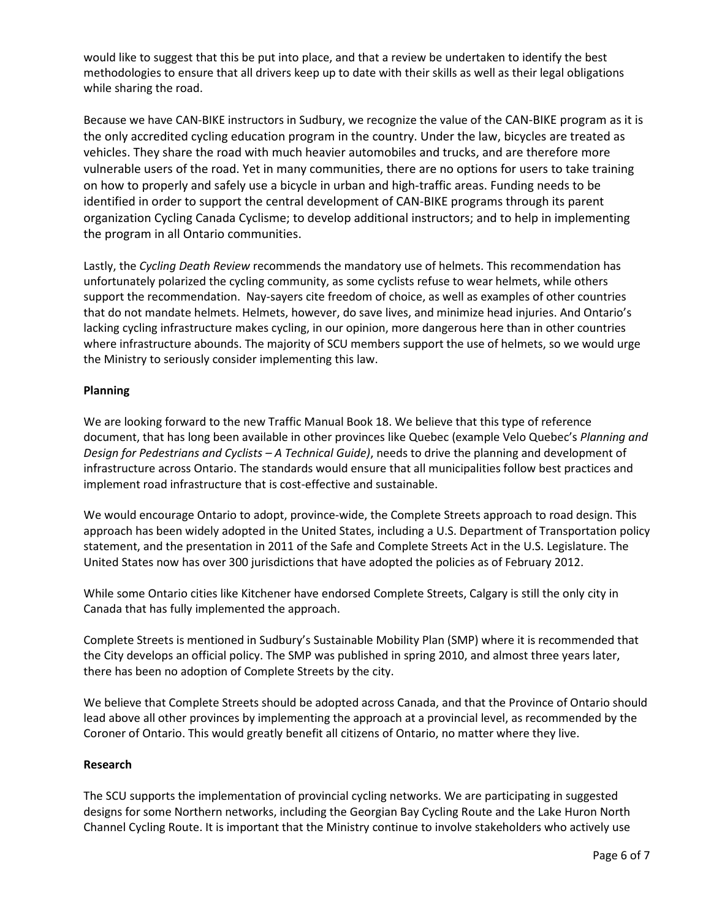would like to suggest that this be put into place, and that a review be undertaken to identify the best methodologies to ensure that all drivers keep up to date with their skills as well as their legal obligations while sharing the road.

Because we have CAN-BIKE instructors in Sudbury, we recognize the value of the CAN-BIKE program as it is the only accredited cycling education program in the country. Under the law, bicycles are treated as vehicles. They share the road with much heavier automobiles and trucks, and are therefore more vulnerable users of the road. Yet in many communities, there are no options for users to take training on how to properly and safely use a bicycle in urban and high-traffic areas. Funding needs to be identified in order to support the central development of CAN-BIKE programs through its parent organization Cycling Canada Cyclisme; to develop additional instructors; and to help in implementing the program in all Ontario communities.

Lastly, the *Cycling Death Review* recommends the mandatory use of helmets. This recommendation has unfortunately polarized the cycling community, as some cyclists refuse to wear helmets, while others support the recommendation. Nay-sayers cite freedom of choice, as well as examples of other countries that do not mandate helmets. Helmets, however, do save lives, and minimize head injuries. And Ontario's lacking cycling infrastructure makes cycling, in our opinion, more dangerous here than in other countries where infrastructure abounds. The majority of SCU members support the use of helmets, so we would urge the Ministry to seriously consider implementing this law.

**Planning**

We are looking forward to the new Traffic Manual Book 18. We believe that this type of reference document, that has long been available in other provinces like Quebec (example Velo Quebec's *Planning and Design for Pedestrians and Cyclists – A Technical Guide)*, needs to drive the planning and development of infrastructure across Ontario. The standards would ensure that all municipalities follow best practices and implement road infrastructure that is cost-effective and sustainable.

We would encourage Ontario to adopt, province-wide, the Complete Streets approach to road design. This approach has been widely adopted in the United States, including a U.S. Department of Transportation policy statement, and the presentation in 2011 of the Safe and Complete Streets Act in the U.S. Legislature. The United States now has over 300 jurisdictions that have adopted the policies as of February 2012.

While some Ontario cities like Kitchener have endorsed Complete Streets, Calgary is still the only city in Canada that has fully implemented the approach.

Complete Streets is mentioned in Sudbury's Sustainable Mobility Plan (SMP) where it is recommended that the City develops an official policy. The SMP was published in spring 2010, and almost three years later, there has been no adoption of Complete Streets by the city.

We believe that Complete Streets should be adopted across Canada, and that the Province of Ontario should lead above all other provinces by implementing the approach at a provincial level, as recommended by the Coroner of Ontario. This would greatly benefit all citizens of Ontario, no matter where they live.

**Research**

The SCU supports the implementation of provincial cycling networks. We are participating in suggested designs for some Northern networks, including the Georgian Bay Cycling Route and the Lake Huron North Channel Cycling Route. It is important that the Ministry continue to involve stakeholders who actively use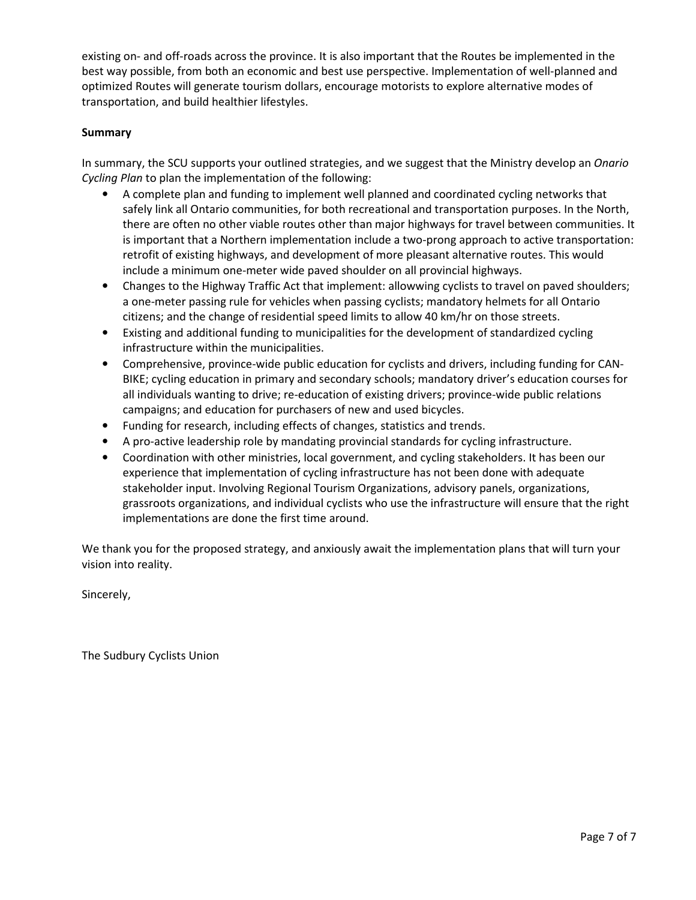existing on- and off-roads across the province. It is also important that the Routes be implemented in the best way possible, from both an economic and best use perspective. Implementation of well-planned and optimized Routes will generate tourism dollars, encourage motorists to explore alternative modes of transportation, and build healthier lifestyles.

**Summary**

In summary, the SCU supports your outlined strategies, and we suggest that the Ministry develop an *Onario Cycling Plan* to plan the implementation of the following:

- A complete plan and funding to implement well planned and coordinated cycling networks that safely link all Ontario communities, for both recreational and transportation purposes. In the North, there are often no other viable routes other than major highways for travel between communities. It is important that a Northern implementation include a two-prong approach to active transportation: retrofit of existing highways, and development of more pleasant alternative routes. This would include a minimum one-meter wide paved shoulder on all provincial highways.
- Changes to the Highway Traffic Act that implement: allowwing cyclists to travel on paved shoulders; a one-meter passing rule for vehicles when passing cyclists; mandatory helmets for all Ontario citizens; and the change of residential speed limits to allow 40 km/hr on those streets.
- Existing and additional funding to municipalities for the development of standardized cycling infrastructure within the municipalities.
- Comprehensive, province-wide public education for cyclists and drivers, including funding for CAN-BIKE; cycling education in primary and secondary schools; mandatory driver's education courses for all individuals wanting to drive; re-education of existing drivers; province-wide public relations campaigns; and education for purchasers of new and used bicycles.
- Funding for research, including effects of changes, statistics and trends.
- A pro-active leadership role by mandating provincial standards for cycling infrastructure.
- Coordination with other ministries, local government, and cycling stakeholders. It has been our experience that implementation of cycling infrastructure has not been done with adequate stakeholder input. Involving Regional Tourism Organizations, advisory panels, organizations, grassroots organizations, and individual cyclists who use the infrastructure will ensure that the right implementations are done the first time around.

We thank you for the proposed strategy, and anxiously await the implementation plans that will turn your vision into reality.

Sincerely,

The Sudbury Cyclists Union